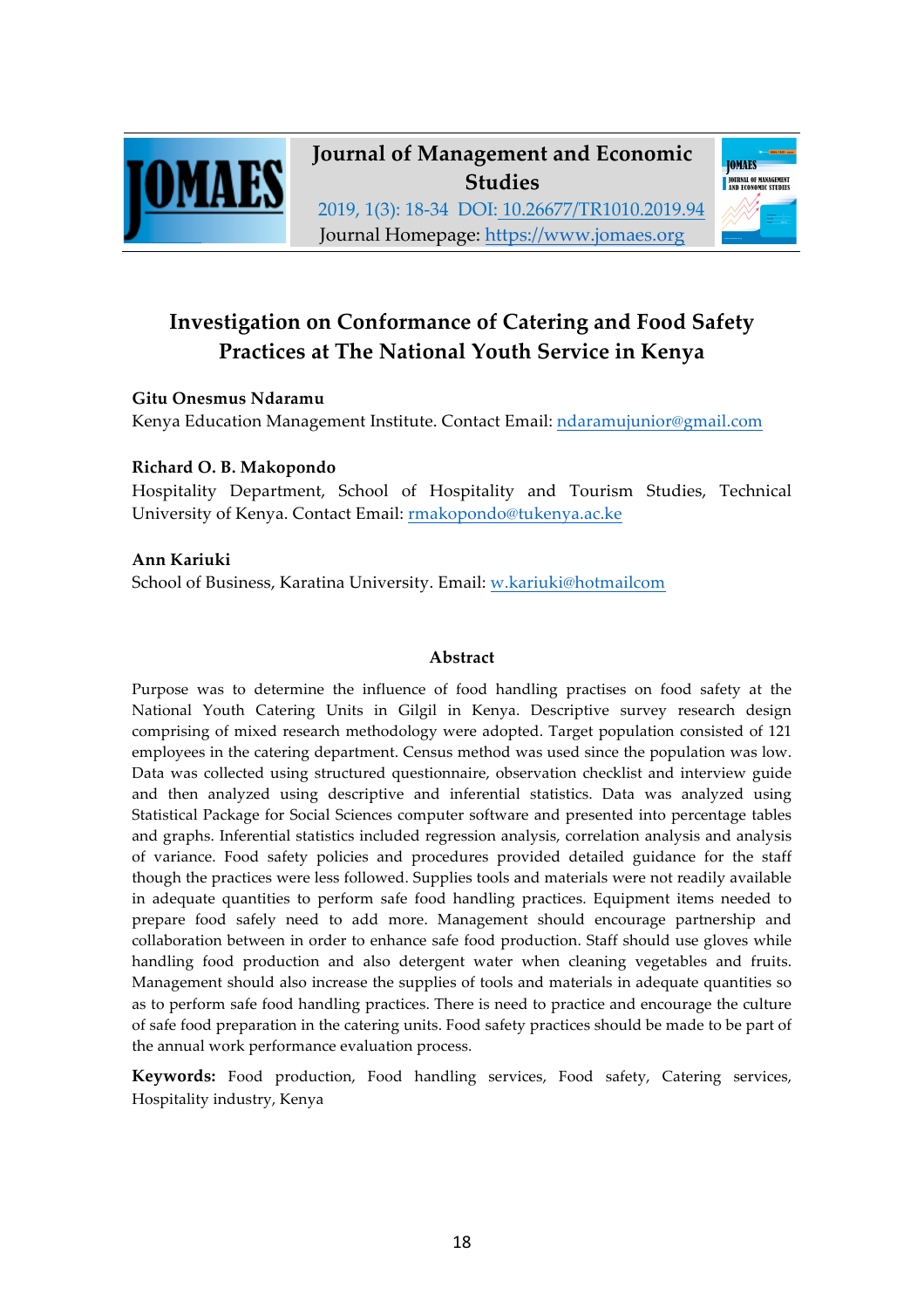Journal of Management and Economic Studies

2019, 1(3): 18-34 DOI: 10.26677/TR1010.2019.94

Journal Homepage: https://www.jomaes.org

# Investigation on Conformance of Catering and Food Safety Practices at The National Youth Service in Kenya

**Gitu Onesmus Ndaramu**

Kenya Education Management Institute. Contact Email: ndaramujunior@gmail.com

**Richard O. B. Makopondo**

Hospitality Department, School of Hospitality and Tourism Studies, Technical University of Kenya. Contact Email: rmakopondo@tukenya.ac.ke

**Ann Kariuki**

School of Business, Karatina University. Email: w.kariuki@hotmailcom

## Abstract

Purpose was to determine the influence of food handling practises on food safety at the National Youth Catering Units in Gilgil in Kenya. Descriptive survey research design comprising of mixed research methodology were adopted. Target population consisted of 121 employees in the catering department. Census method was used since the population was low. Data was collected using structured questionnaire, observation checklist and interview guide and then analyzed using descriptive and inferential statistics. Data was analyzed using Statistical Package for Social Sciences computer software and presented into percentage tables and graphs. Inferential statistics included regression analysis, correlation analysis and analysis of variance. Food safety policies and procedures provided detailed guidance for the staff though the practices were less followed. Supplies tools and materials were not readily available in adequate quantities to perform safe food handling practices. Equipment items needed to prepare food safely need to add more. Management should encourage partnership and collaboration between in order to enhance safe food production. Staff should use gloves while handling food production and also detergent water when cleaning vegetables and fruits. Management should also increase the supplies of tools and materials in adequate quantities so as to perform safe food handling practices. There is need to practice and encourage the culture of safe food preparation in the catering units. Food safety practices should be made to be part of the annual work performance evaluation process.

**Keywords:** Food production, Food handling services, Food safety, Catering services, Hospitality industry, Kenya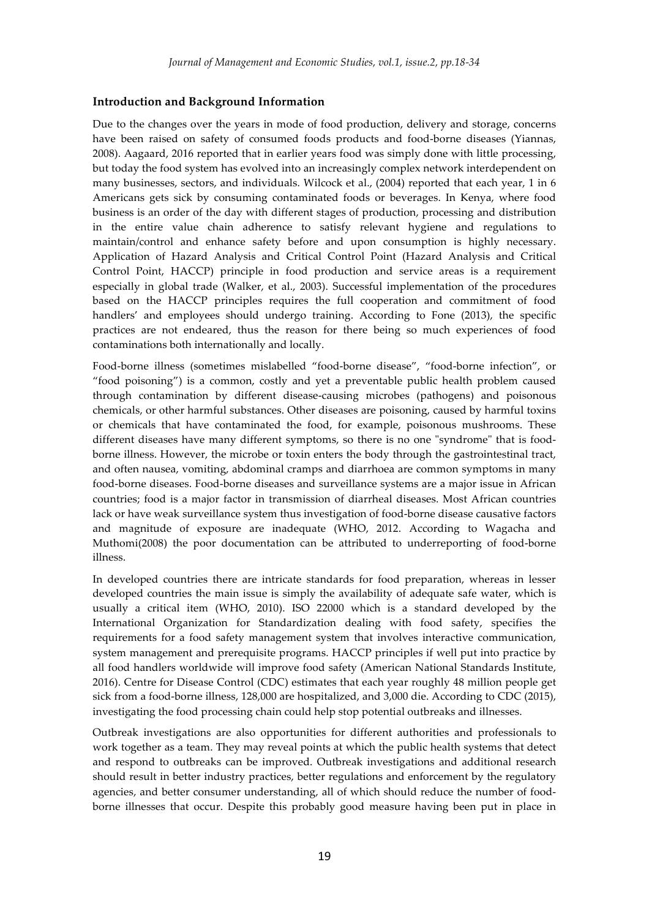## Introduction and Background Information

Due to the changes over the years in mode of food production, delivery and storage, concerns have been raised on safety of consumed foods products and food-borne diseases (Yiannas, 2008). Aagaard, 2016 reported that in earlier years food was simply done with little processing, but today the food system has evolved into an increasingly complex network interdependent on many businesses, sectors, and individuals. Wilcock et al., (2004) reported that each year, 1 in 6 Americans gets sick by consuming contaminated foods or beverages. In Kenya, where food business is an order of the day with different stages of production, processing and distribution in the entire value chain adherence to satisfy relevant hygiene and regulations to maintain/control and enhance safety before and upon consumption is highly necessary. Application of Hazard Analysis and Critical Control Point (Hazard Analysis and Critical Control Point, HACCP) principle in food production and service areas is a requirement especially in global trade (Walker, et al., 2003). Successful implementation of the procedures based on the HACCP principles requires the full cooperation and commitment of food handlers' and employees should undergo training. According to Fone (2013), the specific practices are not endeared, thus the reason for there being so much experiences of food contaminations both internationally and locally.

Food-borne illness (sometimes mislabelled "food-borne disease", "food-borne infection", or "food poisoning") is a common, costly and yet a preventable public health problem caused through contamination by different disease-causing microbes (pathogens) and poisonous chemicals, or other harmful substances. Other diseases are poisoning, caused by harmful toxins or chemicals that have contaminated the food, for example, poisonous mushrooms. These different diseases have many different symptoms, so there is no one "syndrome" that is food-borne illness. However, the microbe or toxin enters the body through the gastrointestinal tract, and often nausea, vomiting, abdominal cramps and diarrhoea are common symptoms in many food-borne diseases. Food-borne diseases and surveillance systems are a major issue in African countries; food is a major factor in transmission of diarrheal diseases. Most African countries lack or have weak surveillance system thus investigation of food-borne disease causative factors and magnitude of exposure are inadequate (WHO, 2012. According to Wagacha and Muthomi(2008) the poor documentation can be attributed to underreporting of food-borne illness.

In developed countries there are intricate standards for food preparation, whereas in lesser developed countries the main issue is simply the availability of adequate safe water, which is usually a critical item (WHO, 2010). ISO 22000 which is a standard developed by the International Organization for Standardization dealing with food safety, specifies the requirements for a food safety management system that involves interactive communication, system management and prerequisite programs. HACCP principles if well put into practice by all food handlers worldwide will improve food safety (American National Standards Institute, 2016). Centre for Disease Control (CDC) estimates that each year roughly 48 million people get sick from a food-borne illness, 128,000 are hospitalized, and 3,000 die. According to CDC (2015), investigating the food processing chain could help stop potential outbreaks and illnesses.

Outbreak investigations are also opportunities for different authorities and professionals to work together as a team. They may reveal points at which the public health systems that detect and respond to outbreaks can be improved. Outbreak investigations and additional research should result in better industry practices, better regulations and enforcement by the regulatory agencies, and better consumer understanding, all of which should reduce the number of food-borne illnesses that occur. Despite this probably good measure having been put in place in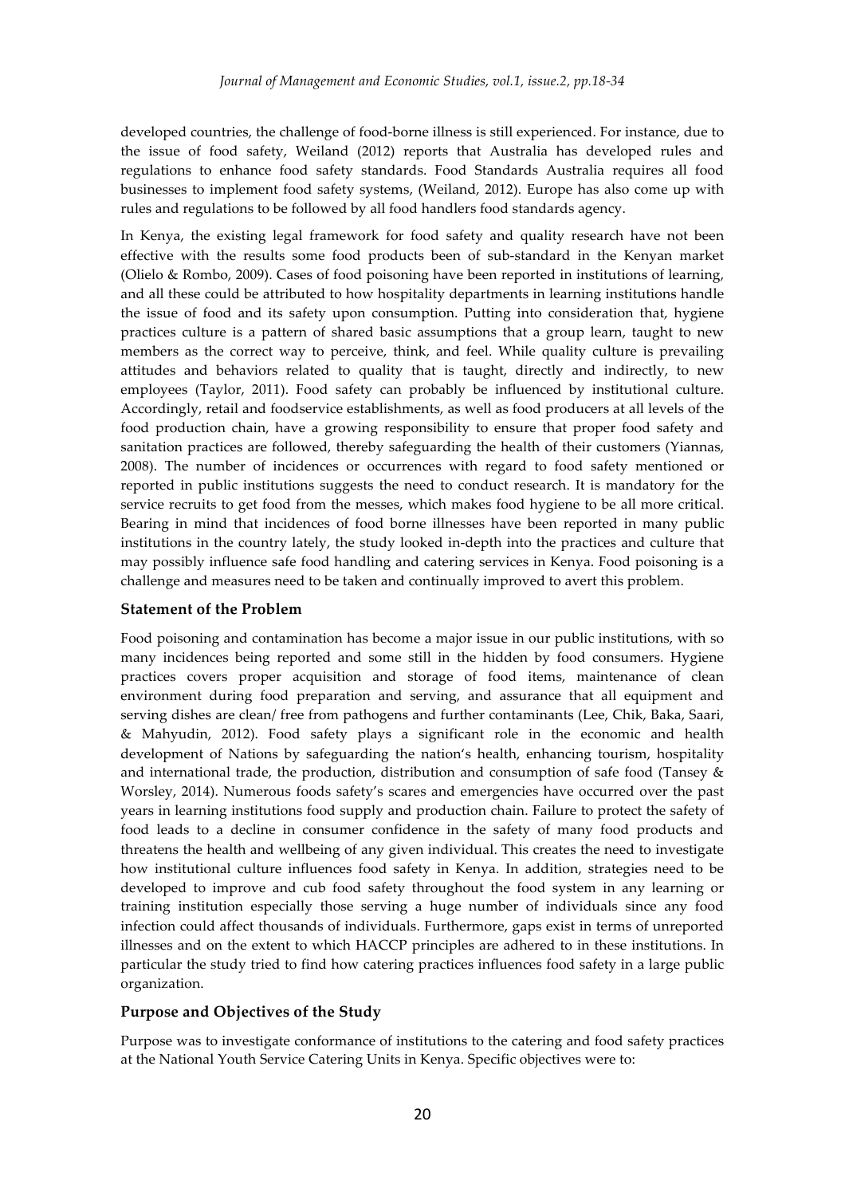developed countries, the challenge of food-borne illness is still experienced. For instance, due to the issue of food safety, Weiland (2012) reports that Australia has developed rules and regulations to enhance food safety standards. Food Standards Australia requires all food businesses to implement food safety systems, (Weiland, 2012). Europe has also come up with rules and regulations to be followed by all food handlers food standards agency.

In Kenya, the existing legal framework for food safety and quality research have not been effective with the results some food products been of sub-standard in the Kenyan market (Olielo & Rombo, 2009). Cases of food poisoning have been reported in institutions of learning, and all these could be attributed to how hospitality departments in learning institutions handle the issue of food and its safety upon consumption. Putting into consideration that, hygiene practices culture is a pattern of shared basic assumptions that a group learn, taught to new members as the correct way to perceive, think, and feel. While quality culture is prevailing attitudes and behaviors related to quality that is taught, directly and indirectly, to new employees (Taylor, 2011). Food safety can probably be influenced by institutional culture. Accordingly, retail and foodservice establishments, as well as food producers at all levels of the food production chain, have a growing responsibility to ensure that proper food safety and sanitation practices are followed, thereby safeguarding the health of their customers (Yiannas, 2008). The number of incidences or occurrences with regard to food safety mentioned or reported in public institutions suggests the need to conduct research. It is mandatory for the service recruits to get food from the messes, which makes food hygiene to be all more critical. Bearing in mind that incidences of food borne illnesses have been reported in many public institutions in the country lately, the study looked in-depth into the practices and culture that may possibly influence safe food handling and catering services in Kenya. Food poisoning is a challenge and measures need to be taken and continually improved to avert this problem.

### Statement of the Problem

Food poisoning and contamination has become a major issue in our public institutions, with so many incidences being reported and some still in the hidden by food consumers. Hygiene practices covers proper acquisition and storage of food items, maintenance of clean environment during food preparation and serving, and assurance that all equipment and serving dishes are clean/ free from pathogens and further contaminants (Lee, Chik, Baka, Saari, & Mahyudin, 2012). Food safety plays a significant role in the economic and health development of Nations by safeguarding the nation's health, enhancing tourism, hospitality and international trade, the production, distribution and consumption of safe food (Tansey & Worsley, 2014). Numerous foods safety's scares and emergencies have occurred over the past years in learning institutions food supply and production chain. Failure to protect the safety of food leads to a decline in consumer confidence in the safety of many food products and threatens the health and wellbeing of any given individual. This creates the need to investigate how institutional culture influences food safety in Kenya. In addition, strategies need to be developed to improve and cub food safety throughout the food system in any learning or training institution especially those serving a huge number of individuals since any food infection could affect thousands of individuals. Furthermore, gaps exist in terms of unreported illnesses and on the extent to which HACCP principles are adhered to in these institutions. In particular the study tried to find how catering practices influences food safety in a large public organization.

### Purpose and Objectives of the Study

Purpose was to investigate conformance of institutions to the catering and food safety practices at the National Youth Service Catering Units in Kenya. Specific objectives were to: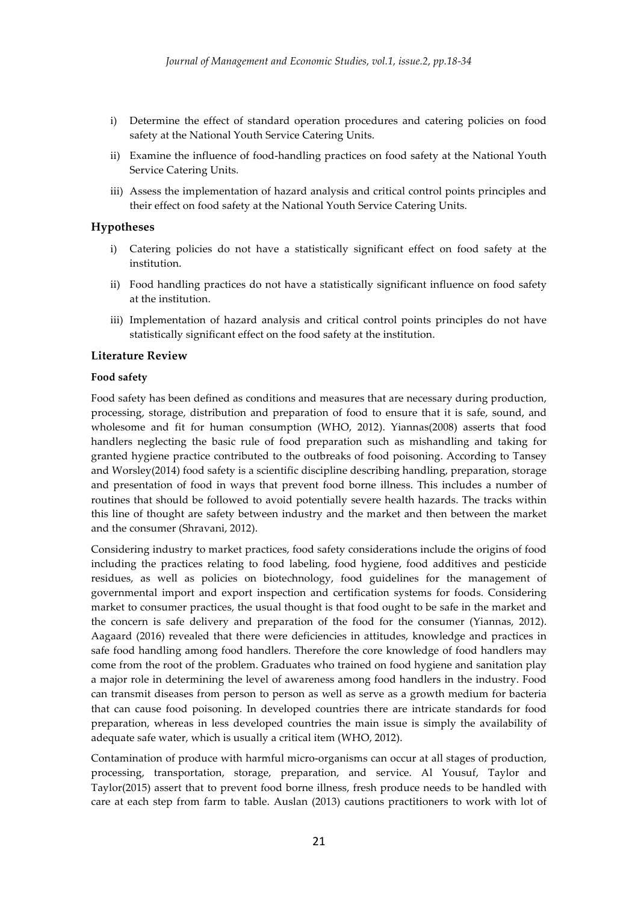i) Determine the effect of standard operation procedures and catering policies on food safety at the National Youth Service Catering Units.

ii) Examine the influence of food-handling practices on food safety at the National Youth Service Catering Units.

iii) Assess the implementation of hazard analysis and critical control points principles and their effect on food safety at the National Youth Service Catering Units.

### Hypotheses

i) Catering policies do not have a statistically significant effect on food safety at the institution.

ii) Food handling practices do not have a statistically significant influence on food safety at the institution.

iii) Implementation of hazard analysis and critical control points principles do not have statistically significant effect on the food safety at the institution.

### Literature Review

#### Food safety

Food safety has been defined as conditions and measures that are necessary during production, processing, storage, distribution and preparation of food to ensure that it is safe, sound, and wholesome and fit for human consumption (WHO, 2012). Yiannas(2008) asserts that food handlers neglecting the basic rule of food preparation such as mishandling and taking for granted hygiene practice contributed to the outbreaks of food poisoning. According to Tansey and Worsley(2014) food safety is a scientific discipline describing handling, preparation, storage and presentation of food in ways that prevent food borne illness. This includes a number of routines that should be followed to avoid potentially severe health hazards. The tracks within this line of thought are safety between industry and the market and then between the market and the consumer (Shravani, 2012).

Considering industry to market practices, food safety considerations include the origins of food including the practices relating to food labeling, food hygiene, food additives and pesticide residues, as well as policies on biotechnology, food guidelines for the management of governmental import and export inspection and certification systems for foods. Considering market to consumer practices, the usual thought is that food ought to be safe in the market and the concern is safe delivery and preparation of the food for the consumer (Yiannas, 2012). Aagaard (2016) revealed that there were deficiencies in attitudes, knowledge and practices in safe food handling among food handlers. Therefore the core knowledge of food handlers may come from the root of the problem. Graduates who trained on food hygiene and sanitation play a major role in determining the level of awareness among food handlers in the industry. Food can transmit diseases from person to person as well as serve as a growth medium for bacteria that can cause food poisoning. In developed countries there are intricate standards for food preparation, whereas in less developed countries the main issue is simply the availability of adequate safe water, which is usually a critical item (WHO, 2012).

Contamination of produce with harmful micro-organisms can occur at all stages of production, processing, transportation, storage, preparation, and service. Al Yousuf, Taylor and Taylor(2015) assert that to prevent food borne illness, fresh produce needs to be handled with care at each step from farm to table. Auslan (2013) cautions practitioners to work with lot of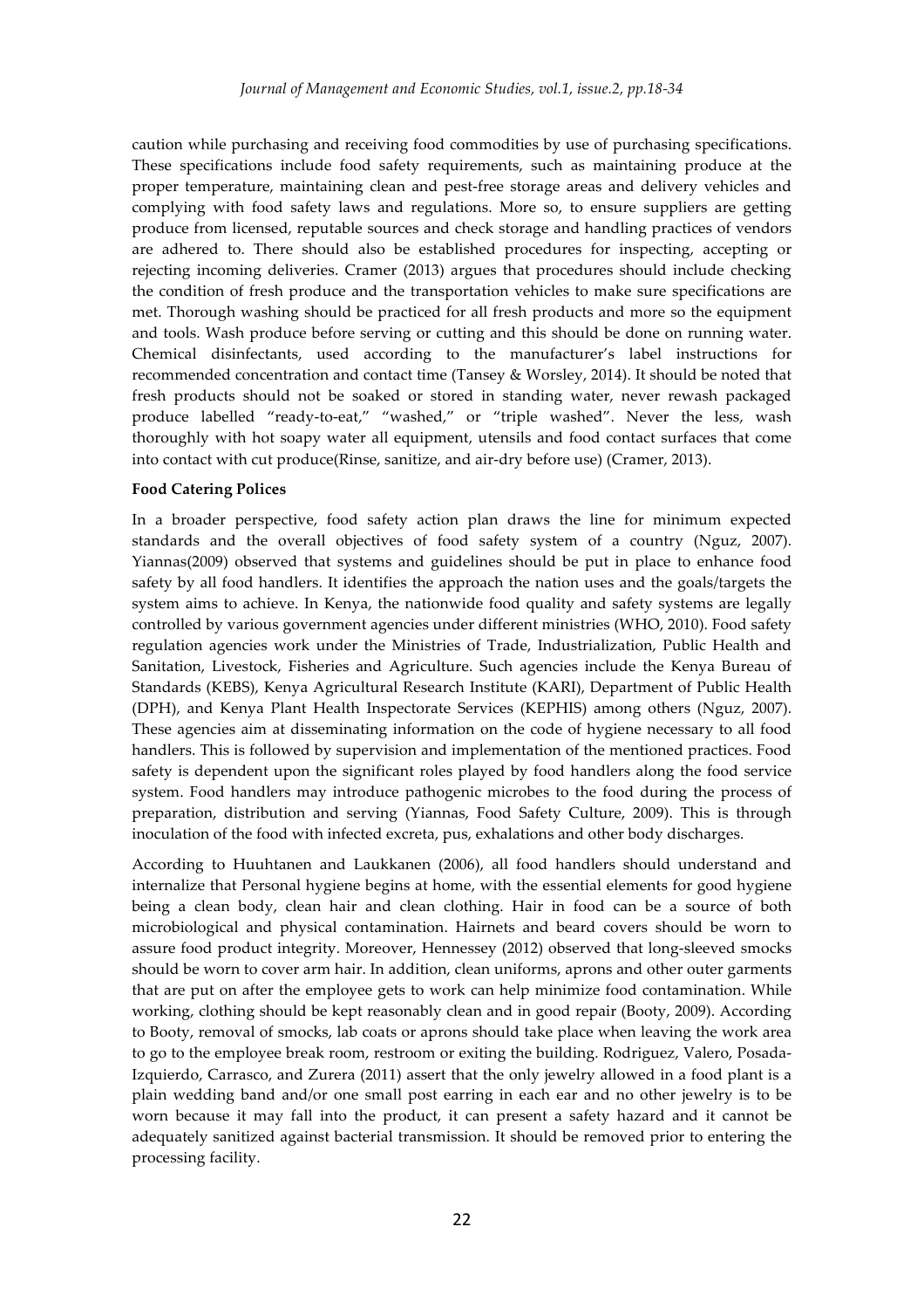caution while purchasing and receiving food commodities by use of purchasing specifications. These specifications include food safety requirements, such as maintaining produce at the proper temperature, maintaining clean and pest-free storage areas and delivery vehicles and complying with food safety laws and regulations. More so, to ensure suppliers are getting produce from licensed, reputable sources and check storage and handling practices of vendors are adhered to. There should also be established procedures for inspecting, accepting or rejecting incoming deliveries. Cramer (2013) argues that procedures should include checking the condition of fresh produce and the transportation vehicles to make sure specifications are met. Thorough washing should be practiced for all fresh products and more so the equipment and tools. Wash produce before serving or cutting and this should be done on running water. Chemical disinfectants, used according to the manufacturer's label instructions for recommended concentration and contact time (Tansey & Worsley, 2014). It should be noted that fresh products should not be soaked or stored in standing water, never rewash packaged produce labelled "ready-to-eat," "washed," or "triple washed". Never the less, wash thoroughly with hot soapy water all equipment, utensils and food contact surfaces that come into contact with cut produce(Rinse, sanitize, and air-dry before use) (Cramer, 2013).

**Food Catering Polices**

In a broader perspective, food safety action plan draws the line for minimum expected standards and the overall objectives of food safety system of a country (Nguz, 2007). Yiannas(2009) observed that systems and guidelines should be put in place to enhance food safety by all food handlers. It identifies the approach the nation uses and the goals/targets the system aims to achieve. In Kenya, the nationwide food quality and safety systems are legally controlled by various government agencies under different ministries (WHO, 2010). Food safety regulation agencies work under the Ministries of Trade, Industrialization, Public Health and Sanitation, Livestock, Fisheries and Agriculture. Such agencies include the Kenya Bureau of Standards (KEBS), Kenya Agricultural Research Institute (KARI), Department of Public Health (DPH), and Kenya Plant Health Inspectorate Services (KEPHIS) among others (Nguz, 2007). These agencies aim at disseminating information on the code of hygiene necessary to all food handlers. This is followed by supervision and implementation of the mentioned practices. Food safety is dependent upon the significant roles played by food handlers along the food service system. Food handlers may introduce pathogenic microbes to the food during the process of preparation, distribution and serving (Yiannas, Food Safety Culture, 2009). This is through inoculation of the food with infected excreta, pus, exhalations and other body discharges.

According to Huuhtanen and Laukkanen (2006), all food handlers should understand and internalize that Personal hygiene begins at home, with the essential elements for good hygiene being a clean body, clean hair and clean clothing. Hair in food can be a source of both microbiological and physical contamination. Hairnets and beard covers should be worn to assure food product integrity. Moreover, Hennessey (2012) observed that long-sleeved smocks should be worn to cover arm hair. In addition, clean uniforms, aprons and other outer garments that are put on after the employee gets to work can help minimize food contamination. While working, clothing should be kept reasonably clean and in good repair (Booty, 2009). According to Booty, removal of smocks, lab coats or aprons should take place when leaving the work area to go to the employee break room, restroom or exiting the building. Rodriguez, Valero, Posada-Izquierdo, Carrasco, and Zurera (2011) assert that the only jewelry allowed in a food plant is a plain wedding band and/or one small post earring in each ear and no other jewelry is to be worn because it may fall into the product, it can present a safety hazard and it cannot be adequately sanitized against bacterial transmission. It should be removed prior to entering the processing facility.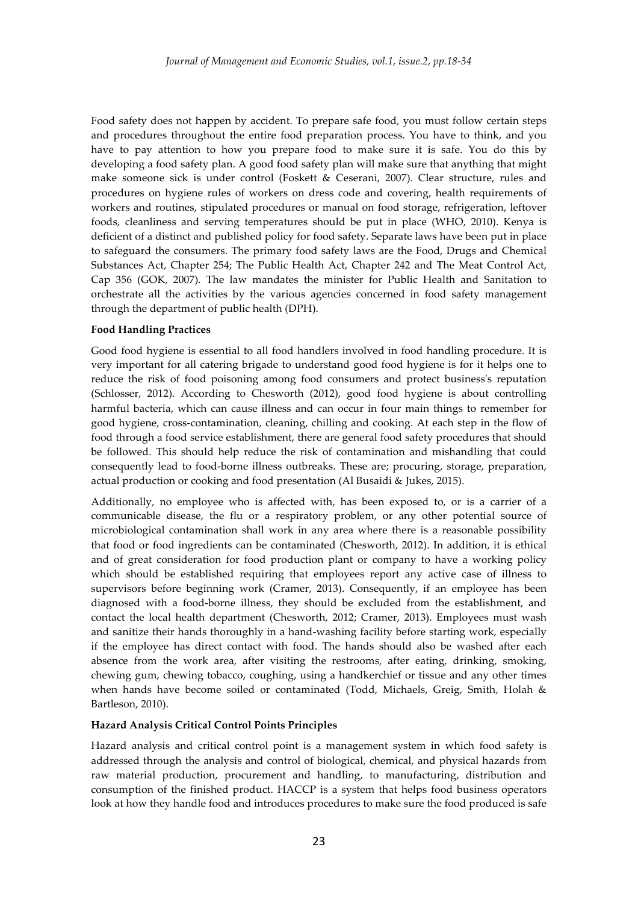Food safety does not happen by accident. To prepare safe food, you must follow certain steps and procedures throughout the entire food preparation process. You have to think, and you have to pay attention to how you prepare food to make sure it is safe. You do this by developing a food safety plan. A good food safety plan will make sure that anything that might make someone sick is under control (Foskett & Ceserani, 2007). Clear structure, rules and procedures on hygiene rules of workers on dress code and covering, health requirements of workers and routines, stipulated procedures or manual on food storage, refrigeration, leftover foods, cleanliness and serving temperatures should be put in place (WHO, 2010). Kenya is deficient of a distinct and published policy for food safety. Separate laws have been put in place to safeguard the consumers. The primary food safety laws are the Food, Drugs and Chemical Substances Act, Chapter 254; The Public Health Act, Chapter 242 and The Meat Control Act, Cap 356 (GOK, 2007). The law mandates the minister for Public Health and Sanitation to orchestrate all the activities by the various agencies concerned in food safety management through the department of public health (DPH).

**Food Handling Practices**

Good food hygiene is essential to all food handlers involved in food handling procedure. It is very important for all catering brigade to understand good food hygiene is for it helps one to reduce the risk of food poisoning among food consumers and protect business's reputation (Schlosser, 2012). According to Chesworth (2012), good food hygiene is about controlling harmful bacteria, which can cause illness and can occur in four main things to remember for good hygiene, cross-contamination, cleaning, chilling and cooking. At each step in the flow of food through a food service establishment, there are general food safety procedures that should be followed. This should help reduce the risk of contamination and mishandling that could consequently lead to food-borne illness outbreaks. These are; procuring, storage, preparation, actual production or cooking and food presentation (Al Busaidi & Jukes, 2015).

Additionally, no employee who is affected with, has been exposed to, or is a carrier of a communicable disease, the flu or a respiratory problem, or any other potential source of microbiological contamination shall work in any area where there is a reasonable possibility that food or food ingredients can be contaminated (Chesworth, 2012). In addition, it is ethical and of great consideration for food production plant or company to have a working policy which should be established requiring that employees report any active case of illness to supervisors before beginning work (Cramer, 2013). Consequently, if an employee has been diagnosed with a food-borne illness, they should be excluded from the establishment, and contact the local health department (Chesworth, 2012; Cramer, 2013). Employees must wash and sanitize their hands thoroughly in a hand-washing facility before starting work, especially if the employee has direct contact with food. The hands should also be washed after each absence from the work area, after visiting the restrooms, after eating, drinking, smoking, chewing gum, chewing tobacco, coughing, using a handkerchief or tissue and any other times when hands have become soiled or contaminated (Todd, Michaels, Greig, Smith, Holah & Bartleson, 2010).

**Hazard Analysis Critical Control Points Principles**

Hazard analysis and critical control point is a management system in which food safety is addressed through the analysis and control of biological, chemical, and physical hazards from raw material production, procurement and handling, to manufacturing, distribution and consumption of the finished product. HACCP is a system that helps food business operators look at how they handle food and introduces procedures to make sure the food produced is safe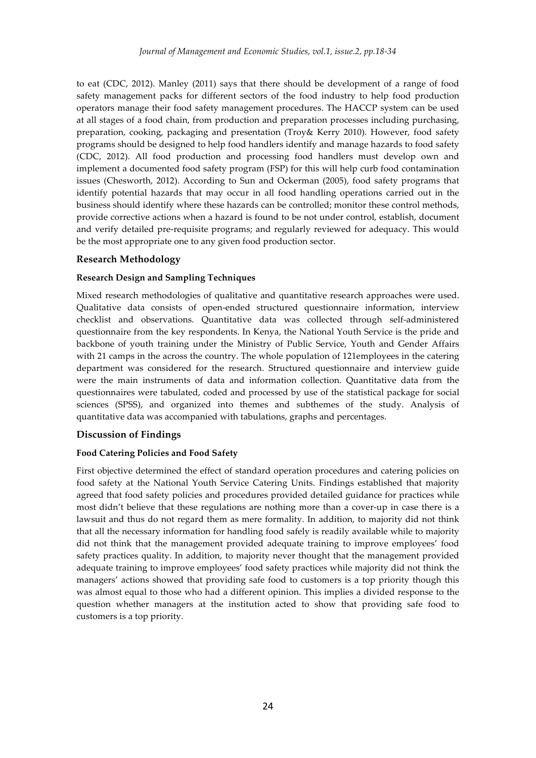to eat (CDC, 2012). Manley (2011) says that there should be development of a range of food safety management packs for different sectors of the food industry to help food production operators manage their food safety management procedures. The HACCP system can be used at all stages of a food chain, from production and preparation processes including purchasing, preparation, cooking, packaging and presentation (Troy& Kerry 2010). However, food safety programs should be designed to help food handlers identify and manage hazards to food safety (CDC, 2012). All food production and processing food handlers must develop own and implement a documented food safety program (FSP) for this will help curb food contamination issues (Chesworth, 2012). According to Sun and Ockerman (2005), food safety programs that identify potential hazards that may occur in all food handling operations carried out in the business should identify where these hazards can be controlled; monitor these control methods, provide corrective actions when a hazard is found to be not under control, establish, document and verify detailed pre-requisite programs; and regularly reviewed for adequacy. This would be the most appropriate one to any given food production sector.

## Research Methodology

### Research Design and Sampling Techniques

Mixed research methodologies of qualitative and quantitative research approaches were used. Qualitative data consists of open-ended structured questionnaire information, interview checklist and observations. Quantitative data was collected through self-administered questionnaire from the key respondents. In Kenya, the National Youth Service is the pride and backbone of youth training under the Ministry of Public Service, Youth and Gender Affairs with 21 camps in the across the country. The whole population of 121employees in the catering department was considered for the research. Structured questionnaire and interview guide were the main instruments of data and information collection. Quantitative data from the questionnaires were tabulated, coded and processed by use of the statistical package for social sciences (SPSS), and organized into themes and subthemes of the study. Analysis of quantitative data was accompanied with tabulations, graphs and percentages.

## Discussion of Findings

### Food Catering Policies and Food Safety

First objective determined the effect of standard operation procedures and catering policies on food safety at the National Youth Service Catering Units. Findings established that majority agreed that food safety policies and procedures provided detailed guidance for practices while most didn't believe that these regulations are nothing more than a cover-up in case there is a lawsuit and thus do not regard them as mere formality. In addition, to majority did not think that all the necessary information for handling food safely is readily available while to majority did not think that the management provided adequate training to improve employees' food safety practices quality. In addition, to majority never thought that the management provided adequate training to improve employees' food safety practices while majority did not think the managers' actions showed that providing safe food to customers is a top priority though this was almost equal to those who had a different opinion. This implies a divided response to the question whether managers at the institution acted to show that providing safe food to customers is a top priority.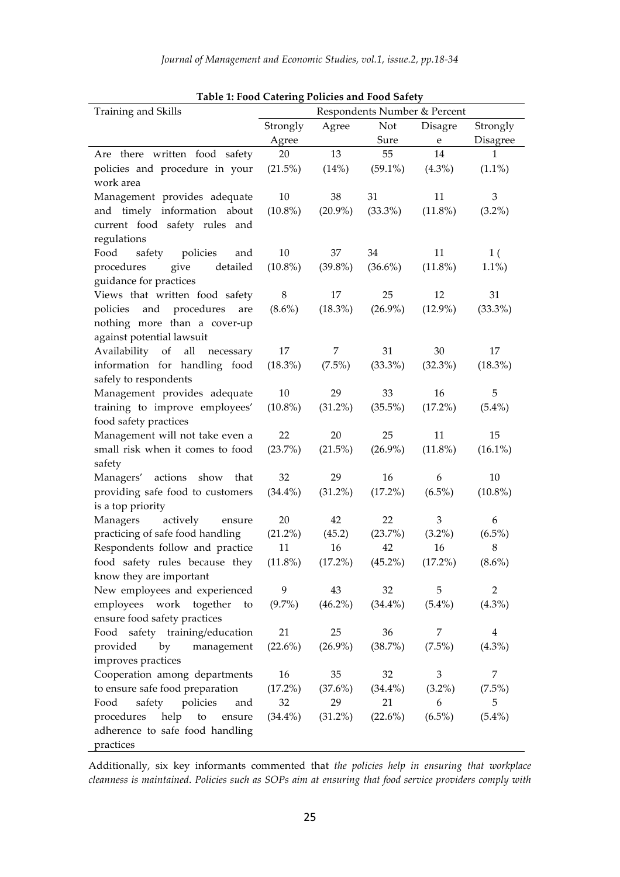**Table 1: Food Catering Policies and Food Safety**

| Training and Skills | Respondents Number & Percent | | | | |
|---|---|---|---|---|---|
| | Strongly Agree | Agree | Not Sure | Disagree | Strongly Disagree |
| Are there written food safety policies and procedure in your work area | 20 (21.5%) | 13 (14%) | 55 (59.1%) | 14 (4.3%) | 1 (1.1%) |
| Management provides adequate and timely information about current food safety rules and regulations | 10 (10.8%) | 38 (20.9%) | 31 (33.3%) | 11 (11.8%) | 3 (3.2%) |
| Food safety policies and procedures give detailed guidance for practices | 10 (10.8%) | 37 (39.8%) | 34 (36.6%) | 11 (11.8%) | 1 ( 1.1%) |
| Views that written food safety policies and procedures are nothing more than a cover-up against potential lawsuit | 8 (8.6%) | 17 (18.3%) | 25 (26.9%) | 12 (12.9%) | 31 (33.3%) |
| Availability of all necessary information for handling food safely to respondents | 17 (18.3%) | 7 (7.5%) | 31 (33.3%) | 30 (32.3%) | 17 (18.3%) |
| Management provides adequate training to improve employees' food safety practices | 10 (10.8%) | 29 (31.2%) | 33 (35.5%) | 16 (17.2%) | 5 (5.4%) |
| Management will not take even a small risk when it comes to food safety | 22 (23.7%) | 20 (21.5%) | 25 (26.9%) | 11 (11.8%) | 15 (16.1%) |
| Managers' actions show that providing safe food to customers is a top priority | 32 (34.4%) | 29 (31.2%) | 16 (17.2%) | 6 (6.5%) | 10 (10.8%) |
| Managers actively ensure practicing of safe food handling | 20 (21.2%) | 42 (45.2) | 22 (23.7%) | 3 (3.2%) | 6 (6.5%) |
| Respondents follow and practice food safety rules because they know they are important | 11 (11.8%) | 16 (17.2%) | 42 (45.2%) | 16 (17.2%) | 8 (8.6%) |
| New employees and experienced employees work together to ensure food safety practices | 9 (9.7%) | 43 (46.2%) | 32 (34.4%) | 5 (5.4%) | 2 (4.3%) |
| Food safety training/education provided by management improves practices | 21 (22.6%) | 25 (26.9%) | 36 (38.7%) | 7 (7.5%) | 4 (4.3%) |
| Cooperation among departments to ensure safe food preparation | 16 (17.2%) | 35 (37.6%) | 32 (34.4%) | 3 (3.2%) | 7 (7.5%) |
| Food safety policies and procedures help to ensure adherence to safe food handling practices | 32 (34.4%) | 29 (31.2%) | 21 (22.6%) | 6 (6.5%) | 5 (5.4%) |

Additionally, six key informants commented that *the policies help in ensuring that workplace cleanness is maintained. Policies such as SOPs aim at ensuring that food service providers comply with*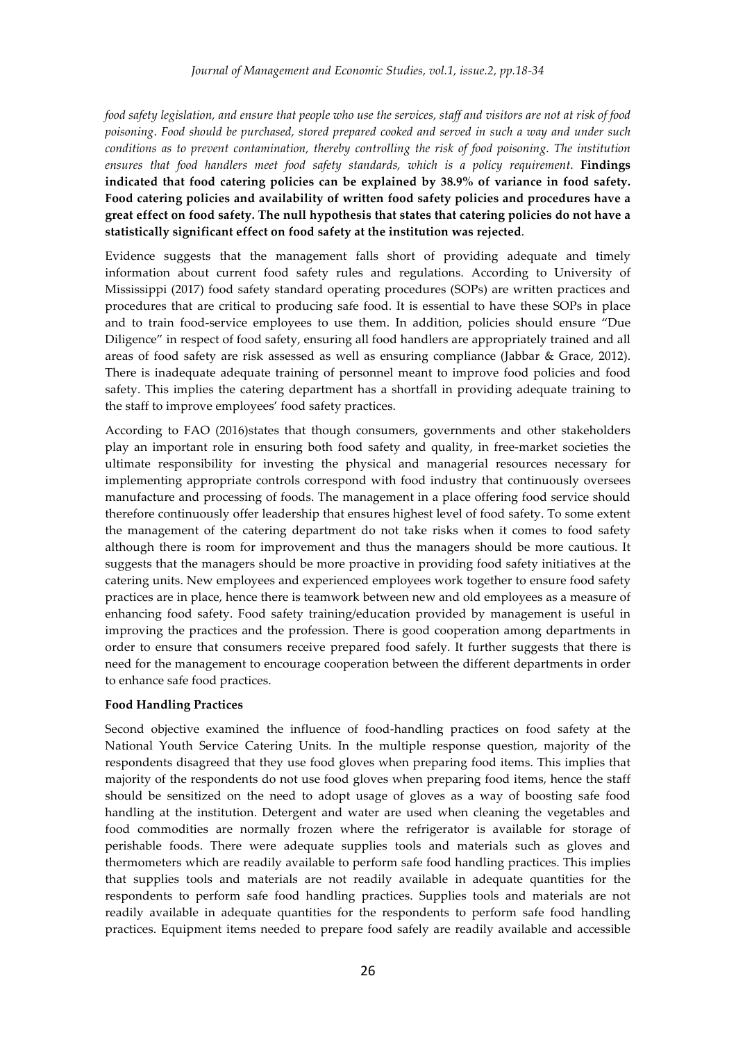*food safety legislation, and ensure that people who use the services, staff and visitors are not at risk of food poisoning. Food should be purchased, stored prepared cooked and served in such a way and under such conditions as to prevent contamination, thereby controlling the risk of food poisoning. The institution ensures that food handlers meet food safety standards, which is a policy requirement.* **Findings indicated that food catering policies can be explained by 38.9% of variance in food safety. Food catering policies and availability of written food safety policies and procedures have a great effect on food safety. The null hypothesis that states that catering policies do not have a statistically significant effect on food safety at the institution was rejected**.

Evidence suggests that the management falls short of providing adequate and timely information about current food safety rules and regulations. According to University of Mississippi (2017) food safety standard operating procedures (SOPs) are written practices and procedures that are critical to producing safe food. It is essential to have these SOPs in place and to train food-service employees to use them. In addition, policies should ensure "Due Diligence" in respect of food safety, ensuring all food handlers are appropriately trained and all areas of food safety are risk assessed as well as ensuring compliance (Jabbar & Grace, 2012). There is inadequate adequate training of personnel meant to improve food policies and food safety. This implies the catering department has a shortfall in providing adequate training to the staff to improve employees' food safety practices.

According to FAO (2016)states that though consumers, governments and other stakeholders play an important role in ensuring both food safety and quality, in free-market societies the ultimate responsibility for investing the physical and managerial resources necessary for implementing appropriate controls correspond with food industry that continuously oversees manufacture and processing of foods. The management in a place offering food service should therefore continuously offer leadership that ensures highest level of food safety. To some extent the management of the catering department do not take risks when it comes to food safety although there is room for improvement and thus the managers should be more cautious. It suggests that the managers should be more proactive in providing food safety initiatives at the catering units. New employees and experienced employees work together to ensure food safety practices are in place, hence there is teamwork between new and old employees as a measure of enhancing food safety. Food safety training/education provided by management is useful in improving the practices and the profession. There is good cooperation among departments in order to ensure that consumers receive prepared food safely. It further suggests that there is need for the management to encourage cooperation between the different departments in order to enhance safe food practices.

**Food Handling Practices**

Second objective examined the influence of food-handling practices on food safety at the National Youth Service Catering Units. In the multiple response question, majority of the respondents disagreed that they use food gloves when preparing food items. This implies that majority of the respondents do not use food gloves when preparing food items, hence the staff should be sensitized on the need to adopt usage of gloves as a way of boosting safe food handling at the institution. Detergent and water are used when cleaning the vegetables and food commodities are normally frozen where the refrigerator is available for storage of perishable foods. There were adequate supplies tools and materials such as gloves and thermometers which are readily available to perform safe food handling practices. This implies that supplies tools and materials are not readily available in adequate quantities for the respondents to perform safe food handling practices. Supplies tools and materials are not readily available in adequate quantities for the respondents to perform safe food handling practices. Equipment items needed to prepare food safely are readily available and accessible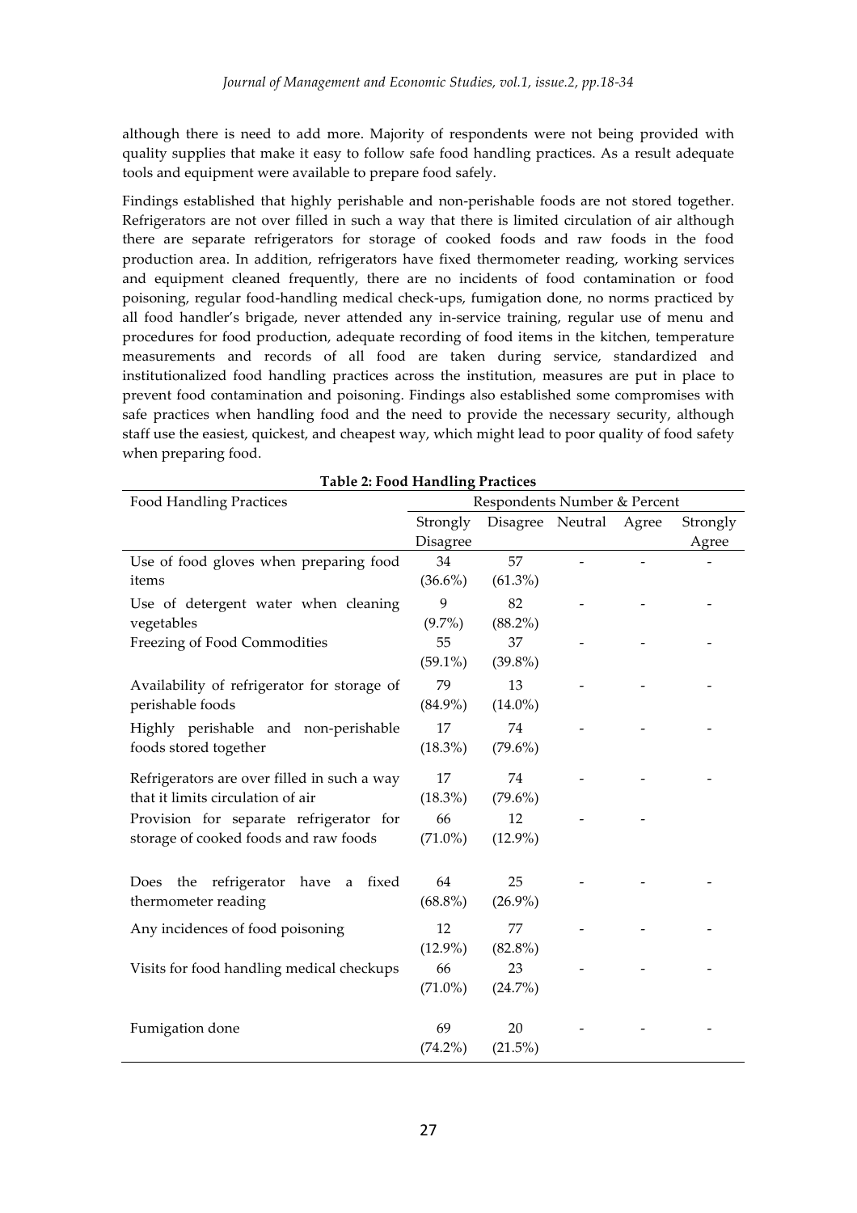although there is need to add more. Majority of respondents were not being provided with quality supplies that make it easy to follow safe food handling practices. As a result adequate tools and equipment were available to prepare food safely.

Findings established that highly perishable and non-perishable foods are not stored together. Refrigerators are not over filled in such a way that there is limited circulation of air although there are separate refrigerators for storage of cooked foods and raw foods in the food production area. In addition, refrigerators have fixed thermometer reading, working services and equipment cleaned frequently, there are no incidents of food contamination or food poisoning, regular food-handling medical check-ups, fumigation done, no norms practiced by all food handler's brigade, never attended any in-service training, regular use of menu and procedures for food production, adequate recording of food items in the kitchen, temperature measurements and records of all food are taken during service, standardized and institutionalized food handling practices across the institution, measures are put in place to prevent food contamination and poisoning. Findings also established some compromises with safe practices when handling food and the need to provide the necessary security, although staff use the easiest, quickest, and cheapest way, which might lead to poor quality of food safety when preparing food.

**Table 2: Food Handling Practices**

| Food Handling Practices | Respondents Number & Percent | | | | |
|---|---|---|---|---|---|
| | Strongly Disagree | Disagree | Neutral | Agree | Strongly Agree |
| Use of food gloves when preparing food items | 34 (36.6%) | 57 (61.3%) | - | - | - |
| Use of detergent water when cleaning vegetables | 9 (9.7%) | 82 (88.2%) | - | - | - |
| Freezing of Food Commodities | 55 (59.1%) | 37 (39.8%) | - | - | - |
| Availability of refrigerator for storage of perishable foods | 79 (84.9%) | 13 (14.0%) | - | - | - |
| Highly perishable and non-perishable foods stored together | 17 (18.3%) | 74 (79.6%) | - | - | - |
| Refrigerators are over filled in such a way that it limits circulation of air | 17 (18.3%) | 74 (79.6%) | - | - | - |
| Provision for separate refrigerator for storage of cooked foods and raw foods | 66 (71.0%) | 12 (12.9%) | - | - | |
| Does the refrigerator have a fixed thermometer reading | 64 (68.8%) | 25 (26.9%) | - | - | - |
| Any incidences of food poisoning | 12 (12.9%) | 77 (82.8%) | - | - | - |
| Visits for food handling medical checkups | 66 (71.0%) | 23 (24.7%) | - | - | - |
| Fumigation done | 69 (74.2%) | 20 (21.5%) | - | - | - |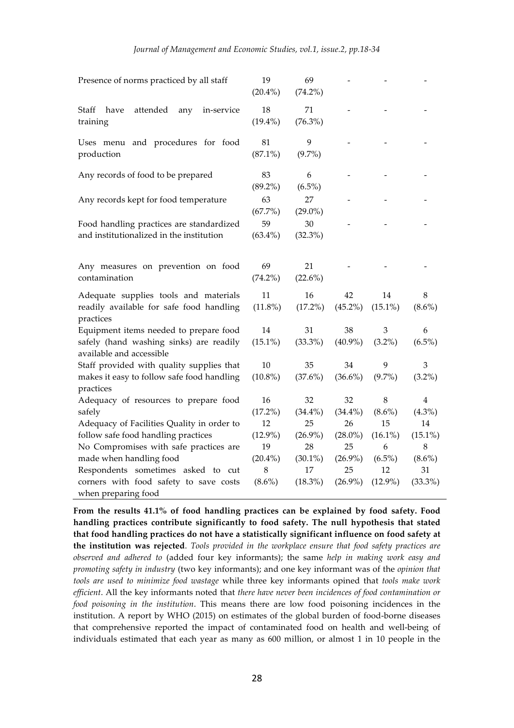| | | | | | |
|---|---|---|---|---|---|
| Presence of norms practiced by all staff | 19 (20.4%) | 69 (74.2%) | - | - | - |
| Staff have attended any in-service training | 18 (19.4%) | 71 (76.3%) | - | - | - |
| Uses menu and procedures for food production | 81 (87.1%) | 9 (9.7%) | - | - | - |
| Any records of food to be prepared | 83 (89.2%) | 6 (6.5%) | - | - | - |
| Any records kept for food temperature | 63 (67.7%) | 27 (29.0%) | - | - | - |
| Food handling practices are standardized and institutionalized in the institution | 59 (63.4%) | 30 (32.3%) | - | - | - |
| Any measures on prevention on food contamination | 69 (74.2%) | 21 (22.6%) | - | - | - |
| Adequate supplies tools and materials readily available for safe food handling practices | 11 (11.8%) | 16 (17.2%) | 42 (45.2%) | 14 (15.1%) | 8 (8.6%) |
| Equipment items needed to prepare food safely (hand washing sinks) are readily available and accessible | 14 (15.1%) | 31 (33.3%) | 38 (40.9%) | 3 (3.2%) | 6 (6.5%) |
| Staff provided with quality supplies that makes it easy to follow safe food handling practices | 10 (10.8%) | 35 (37.6%) | 34 (36.6%) | 9 (9.7%) | 3 (3.2%) |
| Adequacy of resources to prepare food safely | 16 (17.2%) | 32 (34.4%) | 32 (34.4%) | 8 (8.6%) | 4 (4.3%) |
| Adequacy of Facilities Quality in order to follow safe food handling practices | 12 (12.9%) | 25 (26.9%) | 26 (28.0%) | 15 (16.1%) | 14 (15.1%) |
| No Compromises with safe practices are made when handling food | 19 (20.4%) | 28 (30.1%) | 25 (26.9%) | 6 (6.5%) | 8 (8.6%) |
| Respondents sometimes asked to cut corners with food safety to save costs when preparing food | 8 (8.6%) | 17 (18.3%) | 25 (26.9%) | 12 (12.9%) | 31 (33.3%) |

**From the results 41.1% of food handling practices can be explained by food safety. Food handling practices contribute significantly to food safety. The null hypothesis that stated that food handling practices do not have a statistically significant influence on food safety at the institution was rejected**. *Tools provided in the workplace ensure that food safety practices are observed and adhered to* (added four key informants); the same *help in making work easy and promoting safety in industry* (two key informants); and one key informant was of the *opinion that tools are used to minimize food wastage* while three key informants opined that *tools make work efficient*. All the key informants noted that *there have never been incidences of food contamination or food poisoning in the institution*. This means there are low food poisoning incidences in the institution. A report by WHO (2015) on estimates of the global burden of food-borne diseases that comprehensive reported the impact of contaminated food on health and well-being of individuals estimated that each year as many as 600 million, or almost 1 in 10 people in the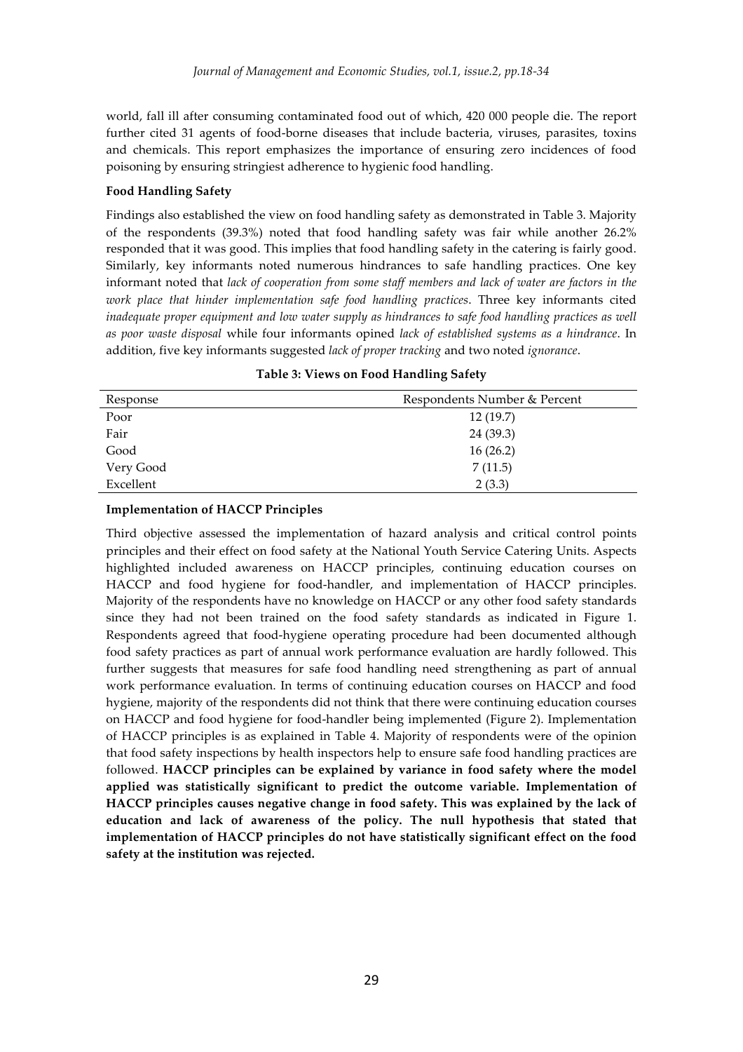world, fall ill after consuming contaminated food out of which, 420 000 people die. The report further cited 31 agents of food-borne diseases that include bacteria, viruses, parasites, toxins and chemicals. This report emphasizes the importance of ensuring zero incidences of food poisoning by ensuring stringiest adherence to hygienic food handling.

**Food Handling Safety**

Findings also established the view on food handling safety as demonstrated in Table 3. Majority of the respondents (39.3%) noted that food handling safety was fair while another 26.2% responded that it was good. This implies that food handling safety in the catering is fairly good. Similarly, key informants noted numerous hindrances to safe handling practices. One key informant noted that *lack of cooperation from some staff members and lack of water are factors in the work place that hinder implementation safe food handling practices*. Three key informants cited *inadequate proper equipment and low water supply as hindrances to safe food handling practices as well as poor waste disposal* while four informants opined *lack of established systems as a hindrance*. In addition, five key informants suggested *lack of proper tracking* and two noted *ignorance*.

**Table 3: Views on Food Handling Safety**

| Response | Respondents Number & Percent |
|---|---|
| Poor | 12 (19.7) |
| Fair | 24 (39.3) |
| Good | 16 (26.2) |
| Very Good | 7 (11.5) |
| Excellent | 2 (3.3) |

**Implementation of HACCP Principles**

Third objective assessed the implementation of hazard analysis and critical control points principles and their effect on food safety at the National Youth Service Catering Units. Aspects highlighted included awareness on HACCP principles, continuing education courses on HACCP and food hygiene for food-handler, and implementation of HACCP principles. Majority of the respondents have no knowledge on HACCP or any other food safety standards since they had not been trained on the food safety standards as indicated in Figure 1. Respondents agreed that food-hygiene operating procedure had been documented although food safety practices as part of annual work performance evaluation are hardly followed. This further suggests that measures for safe food handling need strengthening as part of annual work performance evaluation. In terms of continuing education courses on HACCP and food hygiene, majority of the respondents did not think that there were continuing education courses on HACCP and food hygiene for food-handler being implemented (Figure 2). Implementation of HACCP principles is as explained in Table 4. Majority of respondents were of the opinion that food safety inspections by health inspectors help to ensure safe food handling practices are followed. **HACCP principles can be explained by variance in food safety where the model applied was statistically significant to predict the outcome variable. Implementation of HACCP principles causes negative change in food safety. This was explained by the lack of education and lack of awareness of the policy. The null hypothesis that stated that implementation of HACCP principles do not have statistically significant effect on the food safety at the institution was rejected.**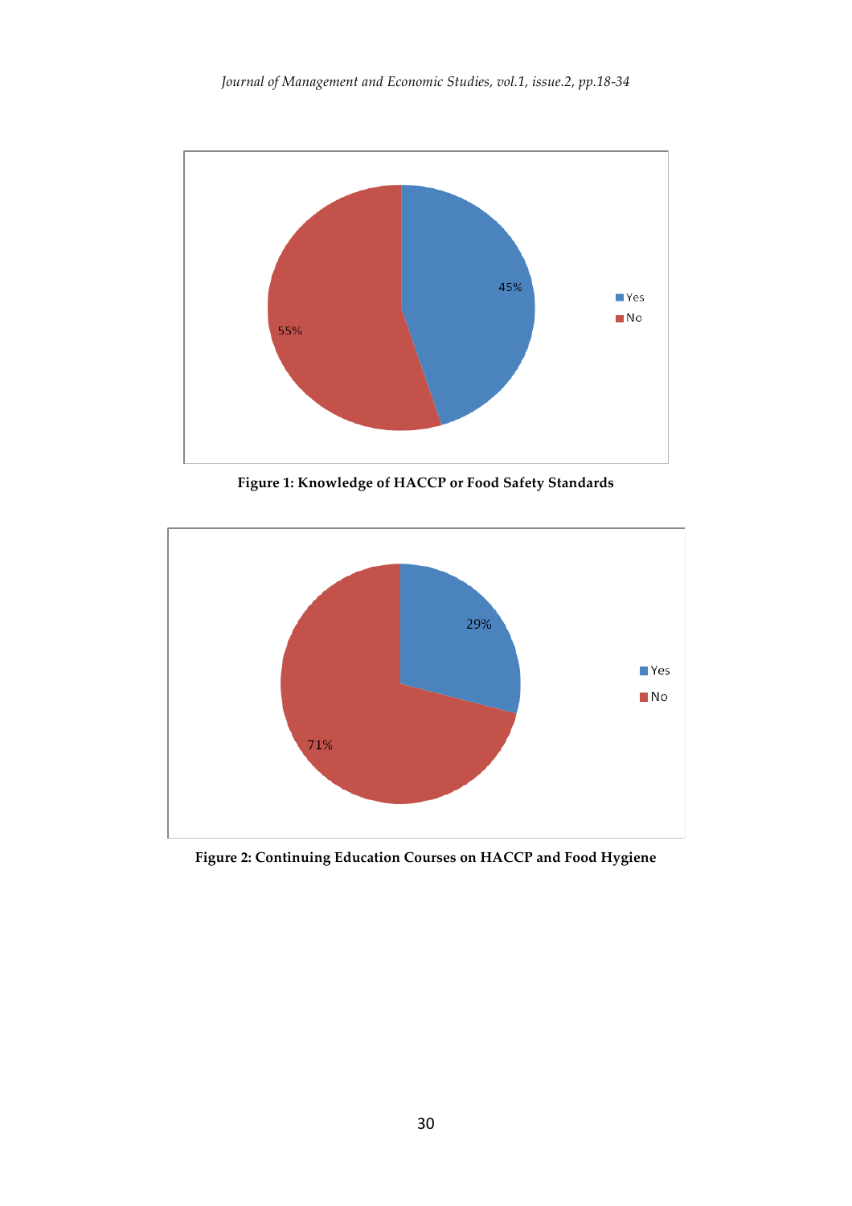**Figure 1: Knowledge of HACCP or Food Safety Standards**

**Figure 2: Continuing Education Courses on HACCP and Food Hygiene**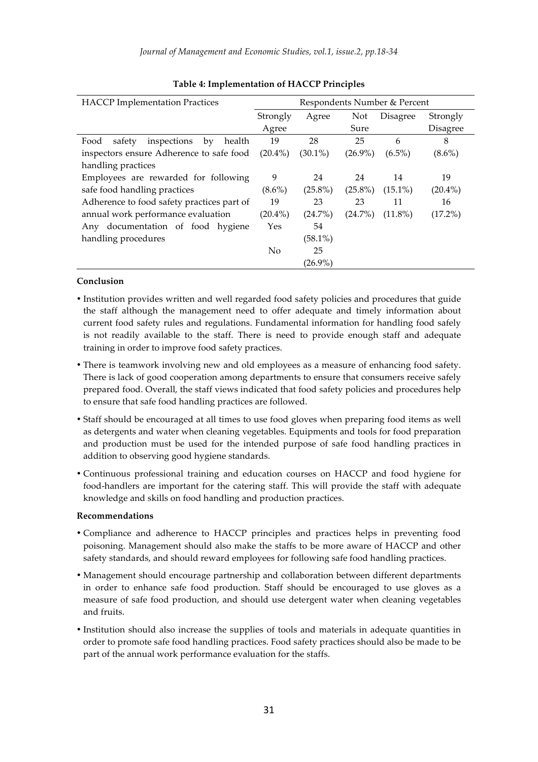**Table 4: Implementation of HACCP Principles**

| HACCP Implementation Practices | Respondents Number & Percent | | | | |
|---|---|---|---|---|---|
| | Strongly Agree | Agree | Not Sure | Disagree | Strongly Disagree |
| Food safety inspections by health inspectors ensure Adherence to safe food handling practices | 19 (20.4%) | 28 (30.1%) | 25 (26.9%) | 6 (6.5%) | 8 (8.6%) |
| Employees are rewarded for following safe food handling practices | 9 (8.6%) | 24 (25.8%) | 24 (25.8%) | 14 (15.1%) | 19 (20.4%) |
| Adherence to food safety practices part of annual work performance evaluation | 19 (20.4%) | 23 (24.7%) | 23 (24.7%) | 11 (11.8%) | 16 (17.2%) |
| Any documentation of food hygiene handling procedures | Yes | 54 (58.1%) | | | |
| | No | 25 (26.9%) | | | |

**Conclusion**

- Institution provides written and well regarded food safety policies and procedures that guide the staff although the management need to offer adequate and timely information about current food safety rules and regulations. Fundamental information for handling food safely is not readily available to the staff. There is need to provide enough staff and adequate training in order to improve food safety practices.
- There is teamwork involving new and old employees as a measure of enhancing food safety. There is lack of good cooperation among departments to ensure that consumers receive safely prepared food. Overall, the staff views indicated that food safety policies and procedures help to ensure that safe food handling practices are followed.
- Staff should be encouraged at all times to use food gloves when preparing food items as well as detergents and water when cleaning vegetables. Equipments and tools for food preparation and production must be used for the intended purpose of safe food handling practices in addition to observing good hygiene standards.
- Continuous professional training and education courses on HACCP and food hygiene for food-handlers are important for the catering staff. This will provide the staff with adequate knowledge and skills on food handling and production practices.

**Recommendations**

- Compliance and adherence to HACCP principles and practices helps in preventing food poisoning. Management should also make the staffs to be more aware of HACCP and other safety standards, and should reward employees for following safe food handling practices.
- Management should encourage partnership and collaboration between different departments in order to enhance safe food production. Staff should be encouraged to use gloves as a measure of safe food production, and should use detergent water when cleaning vegetables and fruits.
- Institution should also increase the supplies of tools and materials in adequate quantities in order to promote safe food handling practices. Food safety practices should also be made to be part of the annual work performance evaluation for the staffs.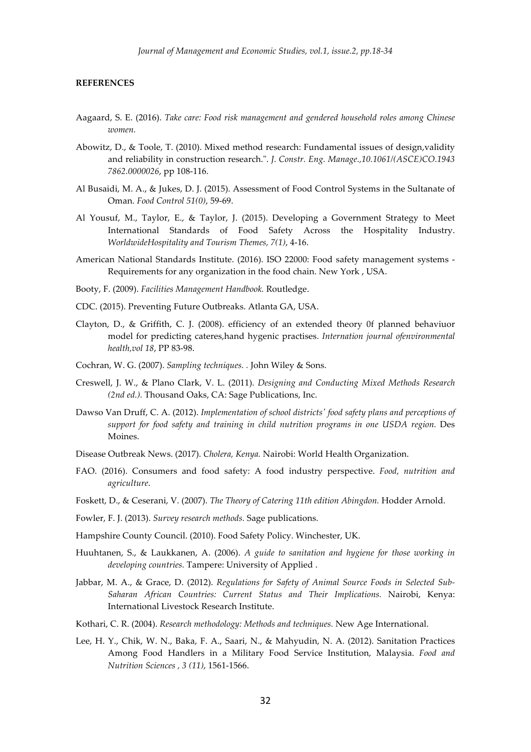**REFERENCES**

Aagaard, S. E. (2016). *Take care: Food risk management and gendered household roles among Chinese women.*

Abowitz, D., & Toole, T. (2010). Mixed method research: Fundamental issues of design,validity and reliability in construction research.". *J. Constr. Eng. Manage.,10.1061/(ASCE)CO.1943 7862.0000026*, pp 108-116.

Al Busaidi, M. A., & Jukes, D. J. (2015). Assessment of Food Control Systems in the Sultanate of Oman. *Food Control 51(0)*, 59-69.

Al Yousuf, M., Taylor, E., & Taylor, J. (2015). Developing a Government Strategy to Meet International Standards of Food Safety Across the Hospitality Industry. *WorldwideHospitality and Tourism Themes, 7(1)*, 4-16.

American National Standards Institute. (2016). ISO 22000: Food safety management systems - Requirements for any organization in the food chain. New York , USA.

Booty, F. (2009). *Facilities Management Handbook.* Routledge.

CDC. (2015). Preventing Future Outbreaks. Atlanta GA, USA.

Clayton, D., & Griffith, C. J. (2008). efficiency of an extended theory 0f planned behaviuor model for predicting cateres,hand hygenic practises. *Internation journal ofenvironmental health,vol 18*, PP 83-98.

Cochran, W. G. (2007). *Sampling techniques.* . John Wiley & Sons.

Creswell, J. W., & Plano Clark, V. L. (2011). *Designing and Conducting Mixed Methods Research (2nd ed.).* Thousand Oaks, CA: Sage Publications, Inc.

Dawso Van Druff, C. A. (2012). *Implementation of school districts' food safety plans and perceptions of support for food safety and training in child nutrition programs in one USDA region.* Des Moines.

Disease Outbreak News. (2017). *Cholera, Kenya.* Nairobi: World Health Organization.

FAO. (2016). Consumers and food safety: A food industry perspective. *Food, nutrition and agriculture.*

Foskett, D., & Ceserani, V. (2007). *The Theory of Catering 11th edition Abingdon.* Hodder Arnold.

Fowler, F. J. (2013). *Survey research methods.* Sage publications.

Hampshire County Council. (2010). Food Safety Policy. Winchester, UK.

Huuhtanen, S., & Laukkanen, A. (2006). *A guide to sanitation and hygiene for those working in developing countries.* Tampere: University of Applied .

Jabbar, M. A., & Grace, D. (2012). *Regulations for Safety of Animal Source Foods in Selected Sub-Saharan African Countries: Current Status and Their Implications.* Nairobi, Kenya: International Livestock Research Institute.

Kothari, C. R. (2004). *Research methodology: Methods and techniques.* New Age International.

Lee, H. Y., Chik, W. N., Baka, F. A., Saari, N., & Mahyudin, N. A. (2012). Sanitation Practices Among Food Handlers in a Military Food Service Institution, Malaysia. *Food and Nutrition Sciences , 3 (11)*, 1561-1566.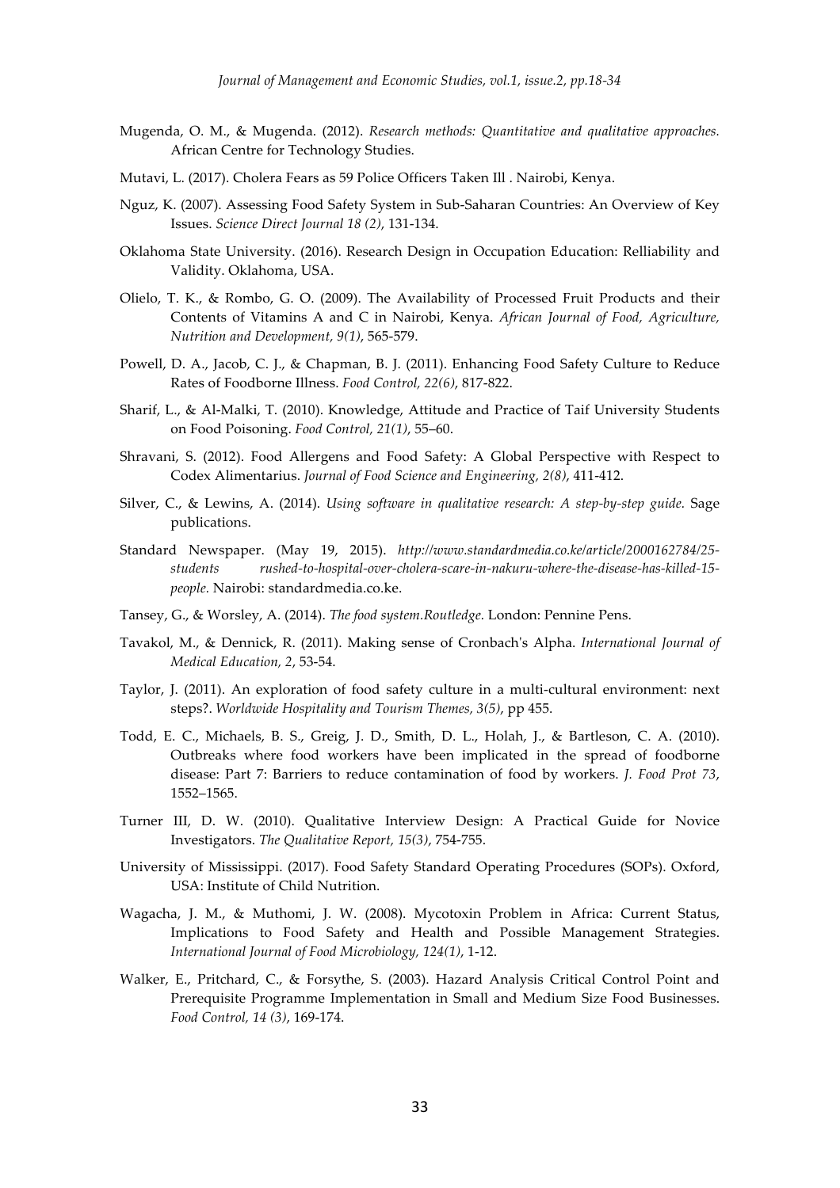Mugenda, O. M., & Mugenda. (2012). *Research methods: Quantitative and qualitative approaches.* African Centre for Technology Studies.

Mutavi, L. (2017). Cholera Fears as 59 Police Officers Taken Ill . Nairobi, Kenya.

Nguz, K. (2007). Assessing Food Safety System in Sub-Saharan Countries: An Overview of Key Issues. *Science Direct Journal 18 (2)*, 131-134.

Oklahoma State University. (2016). Research Design in Occupation Education: Relliability and Validity. Oklahoma, USA.

Olielo, T. K., & Rombo, G. O. (2009). The Availability of Processed Fruit Products and their Contents of Vitamins A and C in Nairobi, Kenya. *African Journal of Food, Agriculture, Nutrition and Development, 9(1)*, 565-579.

Powell, D. A., Jacob, C. J., & Chapman, B. J. (2011). Enhancing Food Safety Culture to Reduce Rates of Foodborne Illness. *Food Control, 22(6)*, 817-822.

Sharif, L., & Al-Malki, T. (2010). Knowledge, Attitude and Practice of Taif University Students on Food Poisoning. *Food Control, 21(1)*, 55–60.

Shravani, S. (2012). Food Allergens and Food Safety: A Global Perspective with Respect to Codex Alimentarius. *Journal of Food Science and Engineering, 2(8)*, 411-412.

Silver, C., & Lewins, A. (2014). *Using software in qualitative research: A step-by-step guide.* Sage publications.

Standard Newspaper. (May 19, 2015). *http://www.standardmedia.co.ke/article/2000162784/25-students rushed-to-hospital-over-cholera-scare-in-nakuru-where-the-disease-has-killed-15-people.* Nairobi: standardmedia.co.ke.

Tansey, G., & Worsley, A. (2014). *The food system.Routledge.* London: Pennine Pens.

Tavakol, M., & Dennick, R. (2011). Making sense of Cronbach's Alpha. *International Journal of Medical Education, 2*, 53-54.

Taylor, J. (2011). An exploration of food safety culture in a multi-cultural environment: next steps?. *Worldwide Hospitality and Tourism Themes, 3(5)*, pp 455.

Todd, E. C., Michaels, B. S., Greig, J. D., Smith, D. L., Holah, J., & Bartleson, C. A. (2010). Outbreaks where food workers have been implicated in the spread of foodborne disease: Part 7: Barriers to reduce contamination of food by workers. *J. Food Prot 73*, 1552–1565.

Turner III, D. W. (2010). Qualitative Interview Design: A Practical Guide for Novice Investigators. *The Qualitative Report, 15(3)*, 754-755.

University of Mississippi. (2017). Food Safety Standard Operating Procedures (SOPs). Oxford, USA: Institute of Child Nutrition.

Wagacha, J. M., & Muthomi, J. W. (2008). Mycotoxin Problem in Africa: Current Status, Implications to Food Safety and Health and Possible Management Strategies. *International Journal of Food Microbiology, 124(1)*, 1-12.

Walker, E., Pritchard, C., & Forsythe, S. (2003). Hazard Analysis Critical Control Point and Prerequisite Programme Implementation in Small and Medium Size Food Businesses. *Food Control, 14 (3)*, 169-174.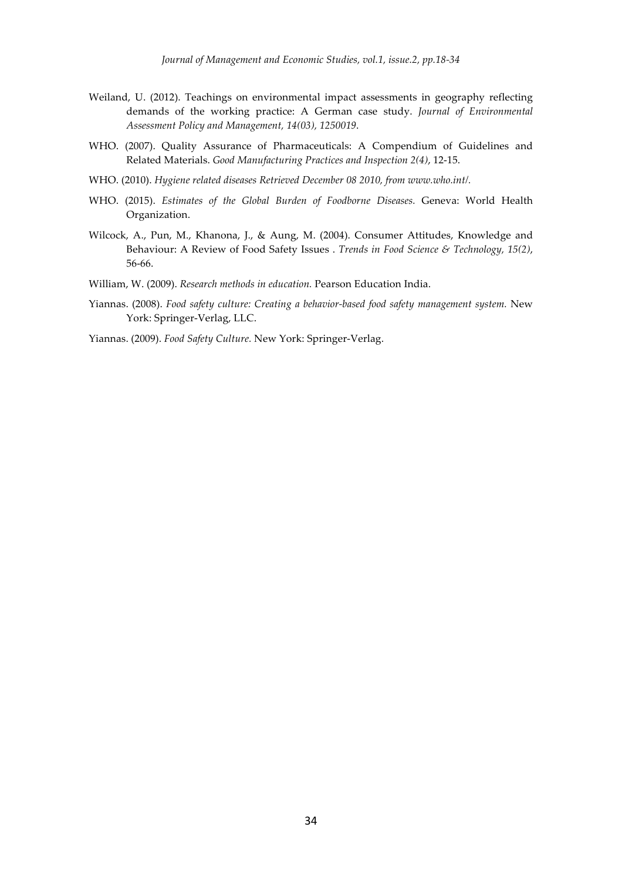Weiland, U. (2012). Teachings on environmental impact assessments in geography reflecting demands of the working practice: A German case study. *Journal of Environmental Assessment Policy and Management, 14(03), 1250019*.

WHO. (2007). Quality Assurance of Pharmaceuticals: A Compendium of Guidelines and Related Materials. *Good Manufacturing Practices and Inspection 2(4)*, 12-15.

WHO. (2010). *Hygiene related diseases Retrieved December 08 2010, from www.who.int/.*

WHO. (2015). *Estimates of the Global Burden of Foodborne Diseases.* Geneva: World Health Organization.

Wilcock, A., Pun, M., Khanona, J., & Aung, M. (2004). Consumer Attitudes, Knowledge and Behaviour: A Review of Food Safety Issues . *Trends in Food Science & Technology, 15(2)*, 56-66.

William, W. (2009). *Research methods in education.* Pearson Education India.

Yiannas. (2008). *Food safety culture: Creating a behavior-based food safety management system.* New York: Springer-Verlag, LLC.

Yiannas. (2009). *Food Safety Culture.* New York: Springer-Verlag.